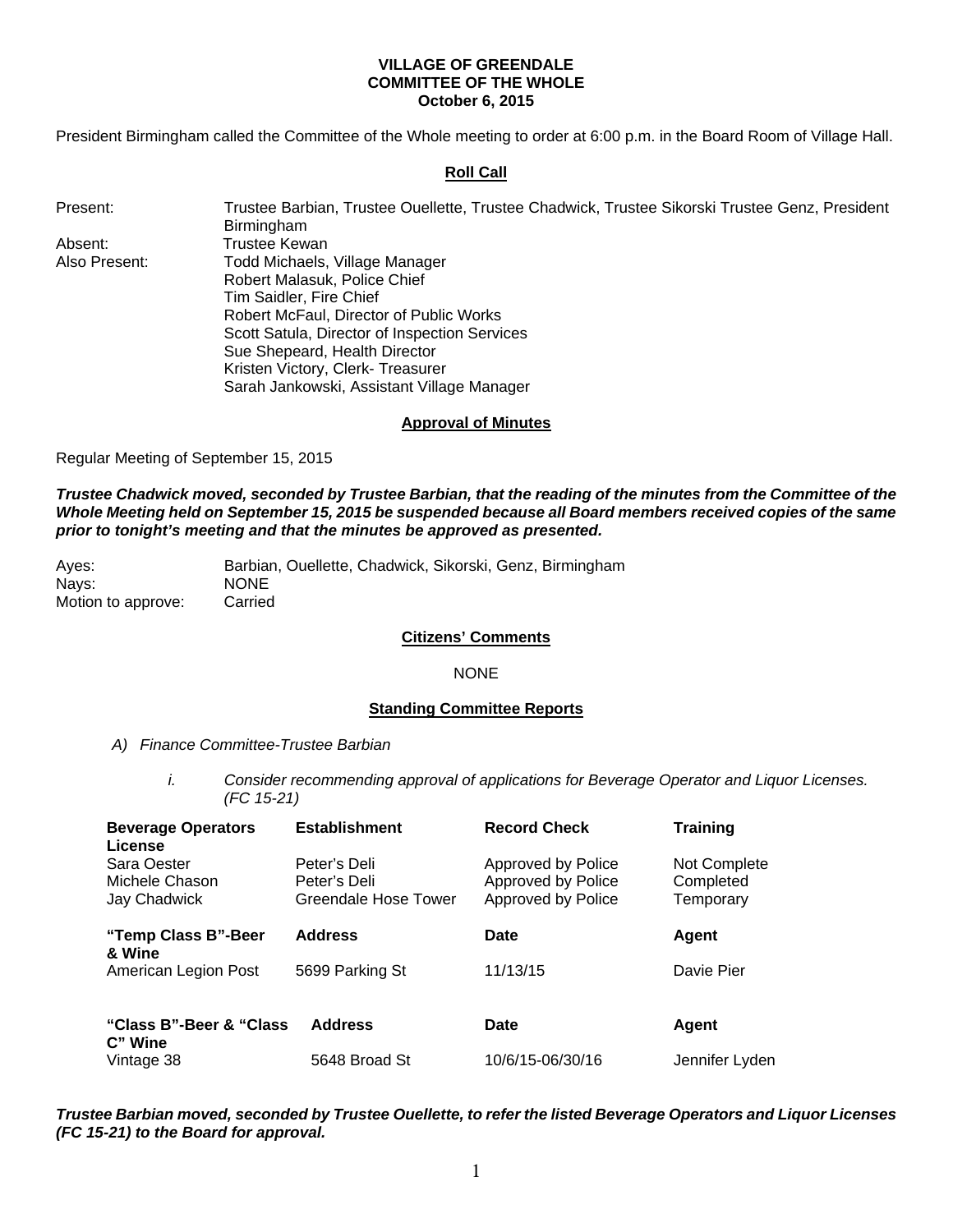**VILLAGE OF GREENDALE**
**COMMITTEE OF THE WHOLE**
**October 6, 2015**

President Birmingham called the Committee of the Whole meeting to order at 6:00 p.m. in the Board Room of Village Hall.

**Roll Call**

| | |
|---|---|
| Present: | Trustee Barbian, Trustee Ouellette, Trustee Chadwick, Trustee Sikorski Trustee Genz, President Birmingham |
| Absent: | Trustee Kewan |
| Also Present: | Todd Michaels, Village Manager<br>Robert Malasuk, Police Chief<br>Tim Saidler, Fire Chief<br>Robert McFaul, Director of Public Works<br>Scott Satula, Director of Inspection Services<br>Sue Sheppeard, Health Director<br>Kristen Victory, Clerk- Treasurer<br>Sarah Jankowski, Assistant Village Manager |

**Approval of Minutes**

Regular Meeting of September 15, 2015

***Trustee Chadwick moved, seconded by Trustee Barbian, that the reading of the minutes from the Committee of the Whole Meeting held on September 15, 2015 be suspended because all Board members received copies of the same prior to tonight's meeting and that the minutes be approved as presented.***

| | |
|---|---|
| Ayes: | Barbian, Ouellette, Chadwick, Sikorski, Genz, Birmingham |
| Nays: | NONE |
| Motion to approve: | Carried |

**Citizens' Comments**

NONE

**Standing Committee Reports**

*A) Finance Committee-Trustee Barbian*

*i. Consider recommending approval of applications for Beverage Operator and Liquor Licenses. (FC 15-21)*

| Beverage Operators License | Establishment | Record Check | Training |
|---|---|---|---|
| Sara Oester | Peter's Deli | Approved by Police | Not Complete |
| Michele Chason | Peter's Deli | Approved by Police | Completed |
| Jay Chadwick | Greendale Hose Tower | Approved by Police | Temporary |

| "Temp Class B"-Beer & Wine | Address | Date | Agent |
|---|---|---|---|
| American Legion Post | 5699 Parking St | 11/13/15 | Davie Pier |

| "Class B"-Beer & "Class C" Wine | Address | Date | Agent |
|---|---|---|---|
| Vintage 38 | 5648 Broad St | 10/6/15-06/30/16 | Jennifer Lyden |

***Trustee Barbian moved, seconded by Trustee Ouellette, to refer the listed Beverage Operators and Liquor Licenses (FC 15-21) to the Board for approval.***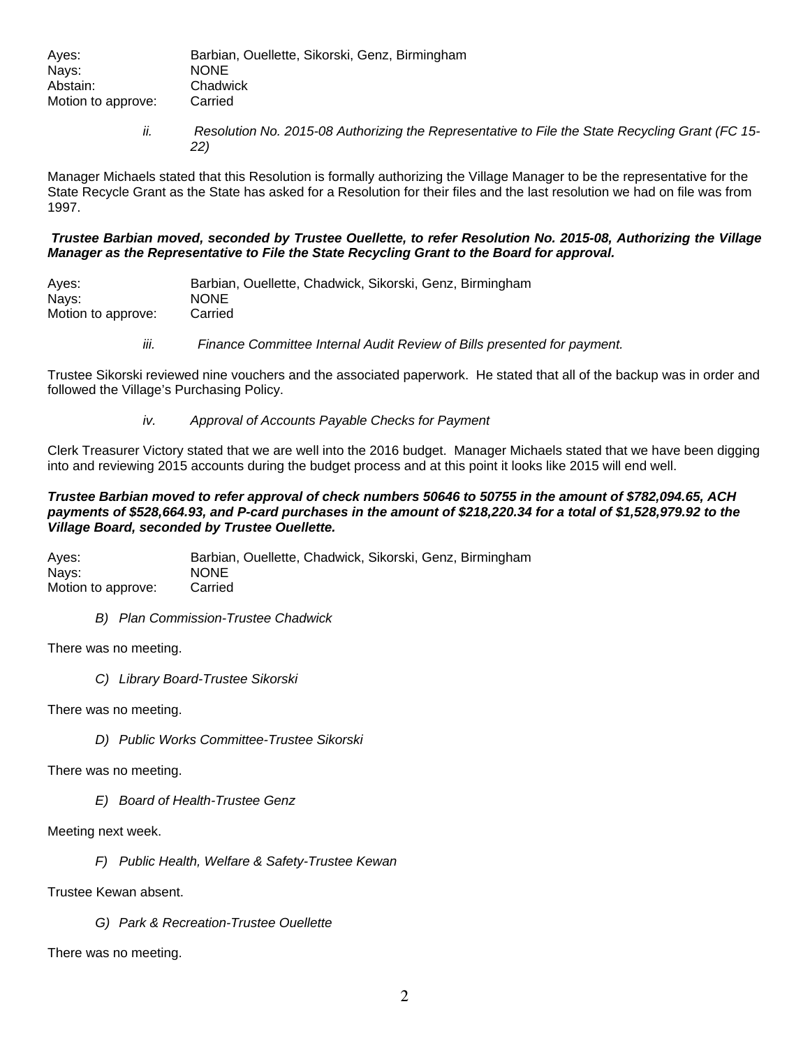| | |
|---|---|
| Ayes: | Barbian, Ouellette, Sikorski, Genz, Birmingham |
| Nays: | NONE |
| Abstain: | Chadwick |
| Motion to approve: | Carried |

*ii. Resolution No. 2015-08 Authorizing the Representative to File the State Recycling Grant (FC 15-22)*

Manager Michaels stated that this Resolution is formally authorizing the Village Manager to be the representative for the State Recycle Grant as the State has asked for a Resolution for their files and the last resolution we had on file was from 1997.

***Trustee Barbian moved, seconded by Trustee Ouellette, to refer Resolution No. 2015-08, Authorizing the Village Manager as the Representative to File the State Recycling Grant to the Board for approval.***

| | |
|---|---|
| Ayes: | Barbian, Ouellette, Chadwick, Sikorski, Genz, Birmingham |
| Nays: | NONE |
| Motion to approve: | Carried |

*iii. Finance Committee Internal Audit Review of Bills presented for payment.*

Trustee Sikorski reviewed nine vouchers and the associated paperwork. He stated that all of the backup was in order and followed the Village's Purchasing Policy.

*iv. Approval of Accounts Payable Checks for Payment*

Clerk Treasurer Victory stated that we are well into the 2016 budget. Manager Michaels stated that we have been digging into and reviewing 2015 accounts during the budget process and at this point it looks like 2015 will end well.

***Trustee Barbian moved to refer approval of check numbers 50646 to 50755 in the amount of $782,094.65, ACH payments of $528,664.93, and P-card purchases in the amount of $218,220.34 for a total of $1,528,979.92 to the Village Board, seconded by Trustee Ouellette.***

| | |
|---|---|
| Ayes: | Barbian, Ouellette, Chadwick, Sikorski, Genz, Birmingham |
| Nays: | NONE |
| Motion to approve: | Carried |

*B) Plan Commission-Trustee Chadwick*

There was no meeting.

*C) Library Board-Trustee Sikorski*

There was no meeting.

*D) Public Works Committee-Trustee Sikorski*

There was no meeting.

*E) Board of Health-Trustee Genz*

Meeting next week.

*F) Public Health, Welfare & Safety-Trustee Kewan*

Trustee Kewan absent.

*G) Park & Recreation-Trustee Ouellette*

There was no meeting.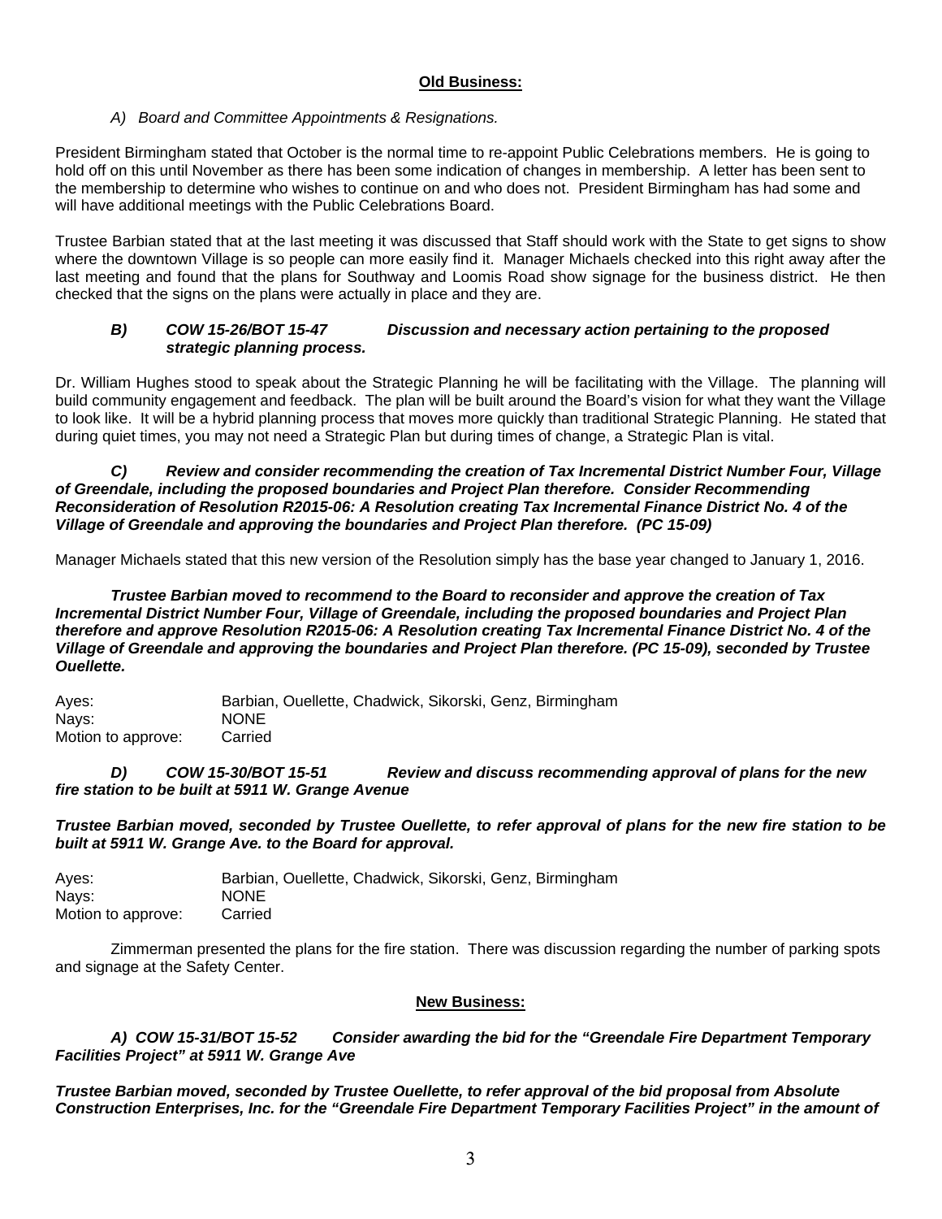**Old Business:**

*A) Board and Committee Appointments & Resignations.*

President Birmingham stated that October is the normal time to re-appoint Public Celebrations members. He is going to hold off on this until November as there has been some indication of changes in membership. A letter has been sent to the membership to determine who wishes to continue on and who does not. President Birmingham has had some and will have additional meetings with the Public Celebrations Board.

Trustee Barbian stated that at the last meeting it was discussed that Staff should work with the State to get signs to show where the downtown Village is so people can more easily find it. Manager Michaels checked into this right away after the last meeting and found that the plans for Southway and Loomis Road show signage for the business district. He then checked that the signs on the plans were actually in place and they are.

***B) COW 15-26/BOT 15-47 Discussion and necessary action pertaining to the proposed strategic planning process.***

Dr. William Hughes stood to speak about the Strategic Planning he will be facilitating with the Village. The planning will build community engagement and feedback. The plan will be built around the Board's vision for what they want the Village to look like. It will be a hybrid planning process that moves more quickly than traditional Strategic Planning. He stated that during quiet times, you may not need a Strategic Plan but during times of change, a Strategic Plan is vital.

***C) Review and consider recommending the creation of Tax Incremental District Number Four, Village of Greendale, including the proposed boundaries and Project Plan therefore. Consider Recommending Reconsideration of Resolution R2015-06: A Resolution creating Tax Incremental Finance District No. 4 of the Village of Greendale and approving the boundaries and Project Plan therefore. (PC 15-09)***

Manager Michaels stated that this new version of the Resolution simply has the base year changed to January 1, 2016.

***Trustee Barbian moved to recommend to the Board to reconsider and approve the creation of Tax Incremental District Number Four, Village of Greendale, including the proposed boundaries and Project Plan therefore and approve Resolution R2015-06: A Resolution creating Tax Incremental Finance District No. 4 of the Village of Greendale and approving the boundaries and Project Plan therefore. (PC 15-09), seconded by Trustee Ouellette.***

Ayes: Barbian, Ouellette, Chadwick, Sikorski, Genz, Birmingham
Nays: NONE
Motion to approve: Carried

***D) COW 15-30/BOT 15-51 Review and discuss recommending approval of plans for the new fire station to be built at 5911 W. Grange Avenue***

***Trustee Barbian moved, seconded by Trustee Ouellette, to refer approval of plans for the new fire station to be built at 5911 W. Grange Ave. to the Board for approval.***

Ayes: Barbian, Ouellette, Chadwick, Sikorski, Genz, Birmingham
Nays: NONE
Motion to approve: Carried

Zimmerman presented the plans for the fire station. There was discussion regarding the number of parking spots and signage at the Safety Center.

**New Business:**

***A) COW 15-31/BOT 15-52 Consider awarding the bid for the "Greendale Fire Department Temporary Facilities Project" at 5911 W. Grange Ave***

***Trustee Barbian moved, seconded by Trustee Ouellette, to refer approval of the bid proposal from Absolute Construction Enterprises, Inc. for the "Greendale Fire Department Temporary Facilities Project" in the amount of***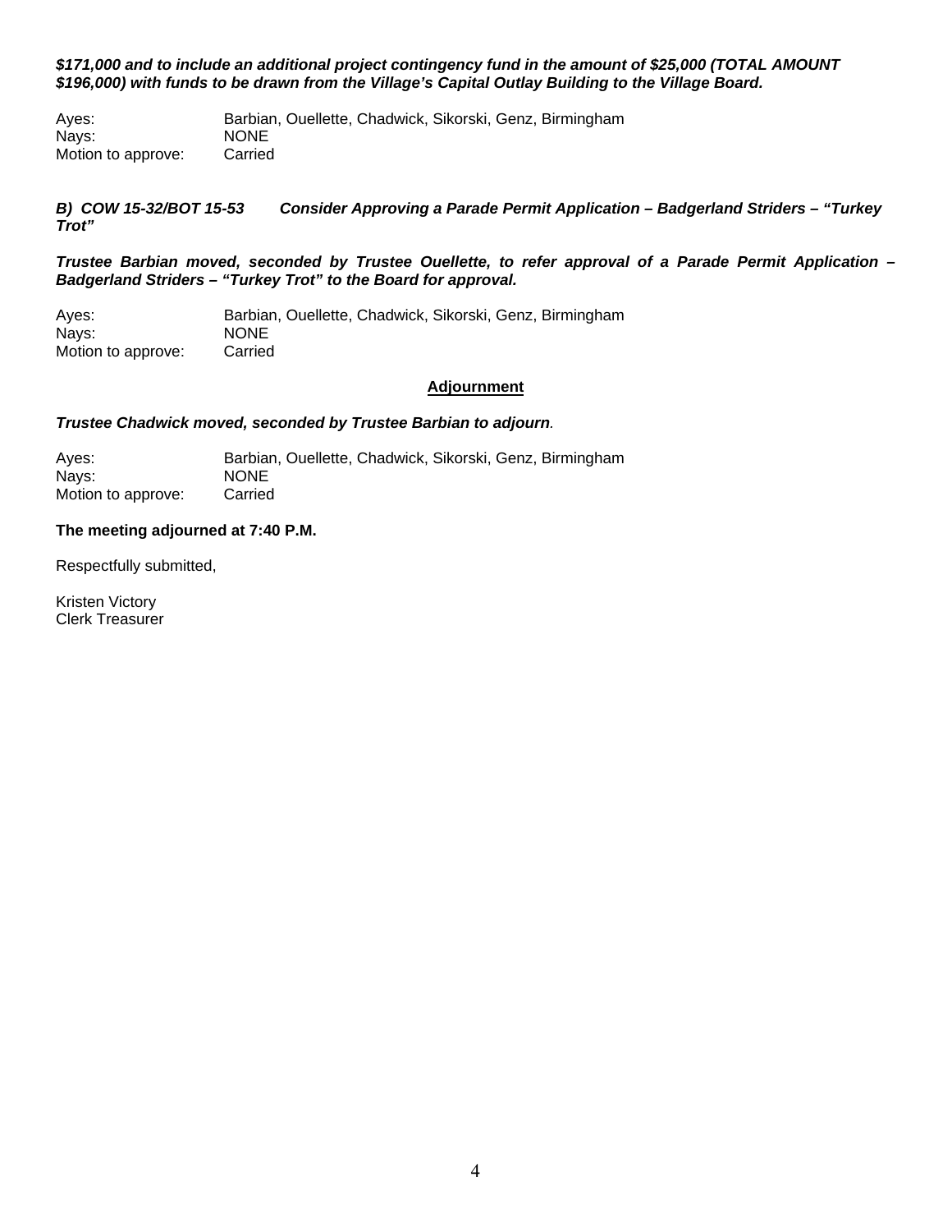***$171,000 and to include an additional project contingency fund in the amount of $25,000 (TOTAL AMOUNT $196,000) with funds to be drawn from the Village's Capital Outlay Building to the Village Board.***

| | |
|---|---|
| Ayes: | Barbian, Ouellette, Chadwick, Sikorski, Genz, Birmingham |
| Nays: | NONE |
| Motion to approve: | Carried |

***B) COW 15-32/BOT 15-53 Consider Approving a Parade Permit Application – Badgerland Striders – "Turkey Trot"***

***Trustee Barbian moved, seconded by Trustee Ouellette, to refer approval of a Parade Permit Application – Badgerland Striders – "Turkey Trot" to the Board for approval.***

| | |
|---|---|
| Ayes: | Barbian, Ouellette, Chadwick, Sikorski, Genz, Birmingham |
| Nays: | NONE |
| Motion to approve: | Carried |

## Adjournment

***Trustee Chadwick moved, seconded by Trustee Barbian to adjourn.***

| | |
|---|---|
| Ayes: | Barbian, Ouellette, Chadwick, Sikorski, Genz, Birmingham |
| Nays: | NONE |
| Motion to approve: | Carried |

**The meeting adjourned at 7:40 P.M.**

Respectfully submitted,

Kristen Victory  
Clerk Treasurer